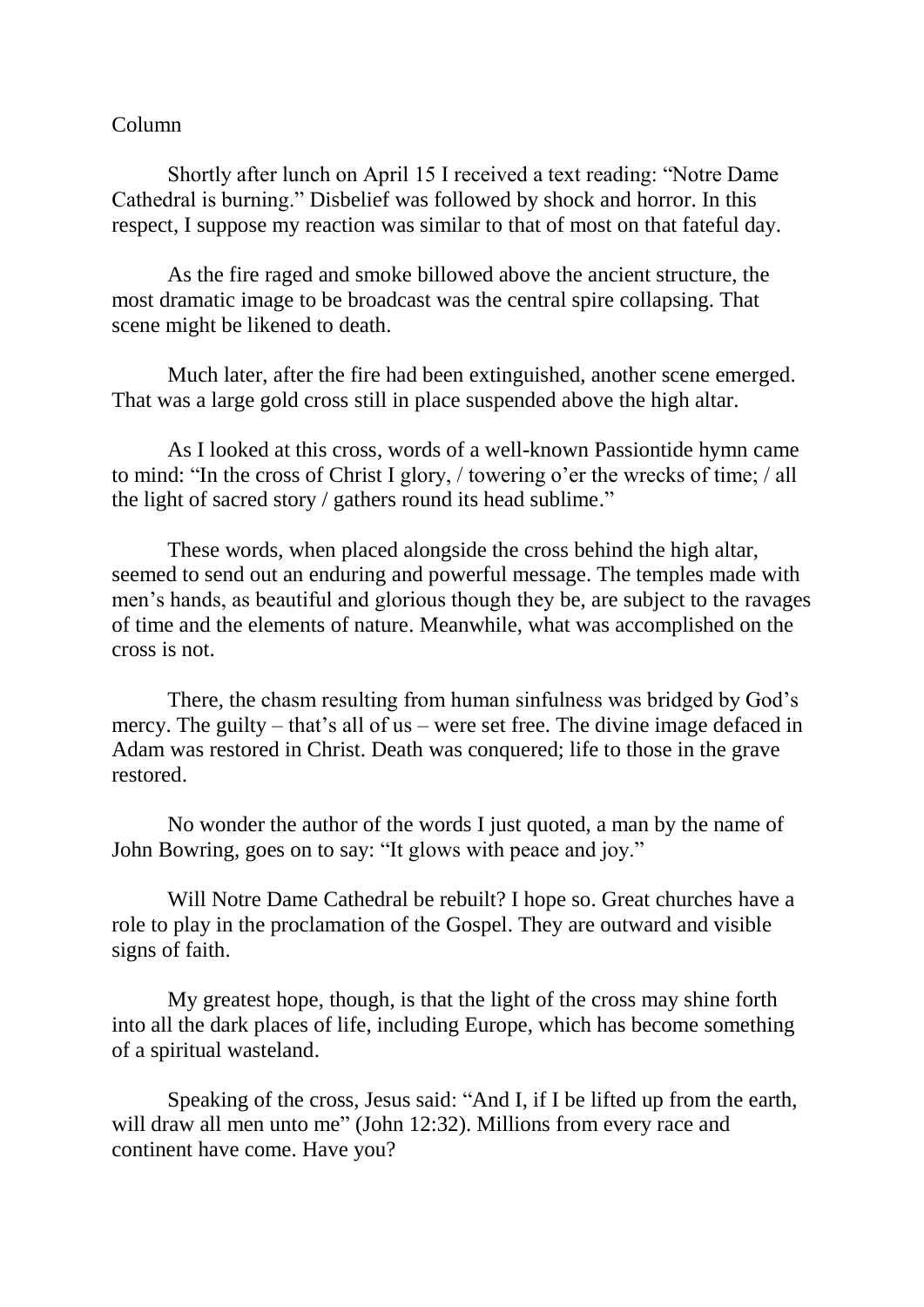Column

Shortly after lunch on April 15 I received a text reading: "Notre Dame Cathedral is burning." Disbelief was followed by shock and horror. In this respect, I suppose my reaction was similar to that of most on that fateful day.

As the fire raged and smoke billowed above the ancient structure, the most dramatic image to be broadcast was the central spire collapsing. That scene might be likened to death.

Much later, after the fire had been extinguished, another scene emerged. That was a large gold cross still in place suspended above the high altar.

As I looked at this cross, words of a well-known Passiontide hymn came to mind: "In the cross of Christ I glory, / towering o'er the wrecks of time; / all the light of sacred story / gathers round its head sublime."

These words, when placed alongside the cross behind the high altar, seemed to send out an enduring and powerful message. The temples made with men's hands, as beautiful and glorious though they be, are subject to the ravages of time and the elements of nature. Meanwhile, what was accomplished on the cross is not.

There, the chasm resulting from human sinfulness was bridged by God's mercy. The guilty – that's all of us – were set free. The divine image defaced in Adam was restored in Christ. Death was conquered; life to those in the grave restored.

No wonder the author of the words I just quoted, a man by the name of John Bowring, goes on to say: "It glows with peace and joy."

Will Notre Dame Cathedral be rebuilt? I hope so. Great churches have a role to play in the proclamation of the Gospel. They are outward and visible signs of faith.

My greatest hope, though, is that the light of the cross may shine forth into all the dark places of life, including Europe, which has become something of a spiritual wasteland.

Speaking of the cross, Jesus said: "And I, if I be lifted up from the earth, will draw all men unto me" (John 12:32). Millions from every race and continent have come. Have you?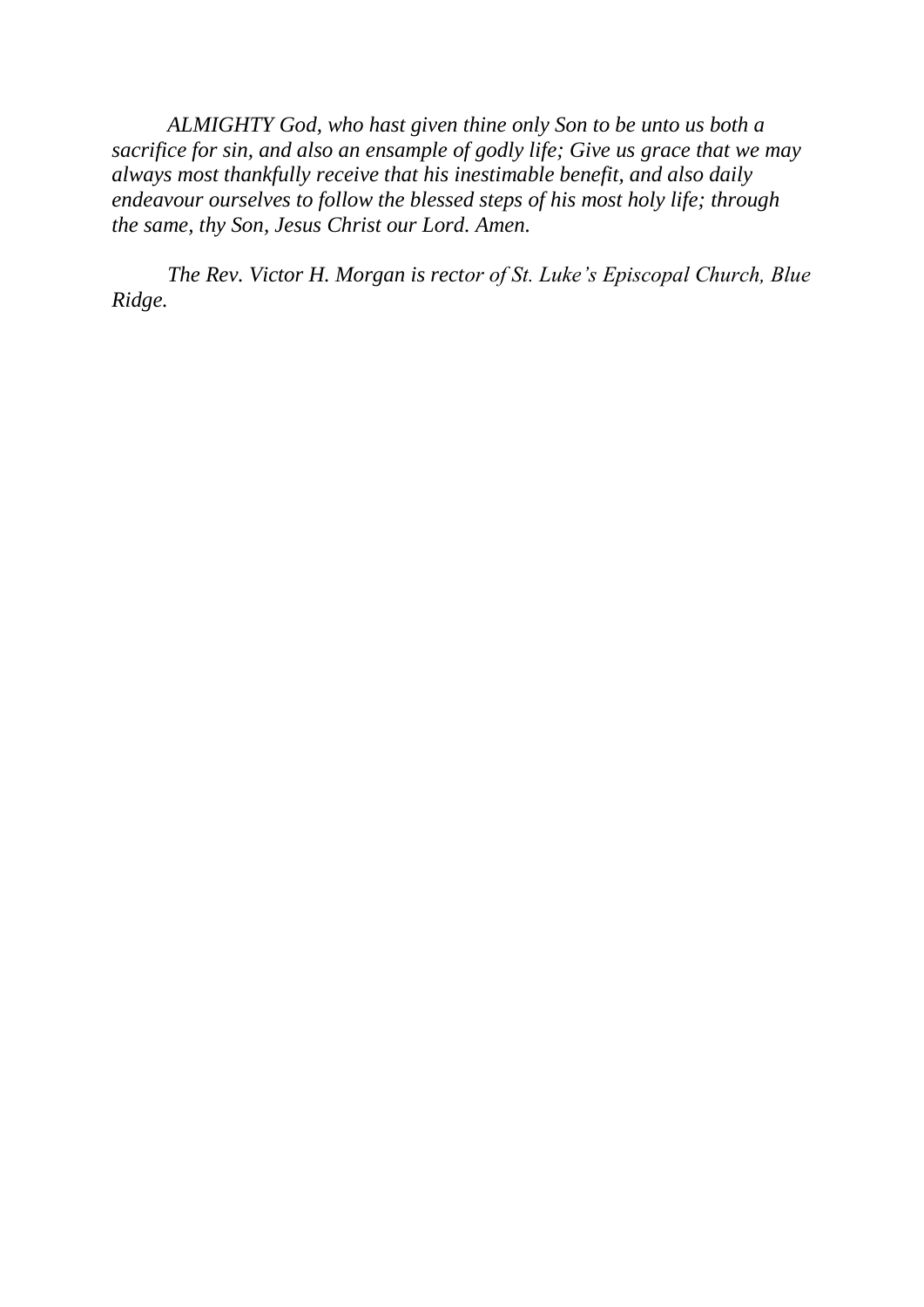*ALMIGHTY God, who hast given thine only Son to be unto us both a sacrifice for sin, and also an ensample of godly life; Give us grace that we may always most thankfully receive that his inestimable benefit, and also daily endeavour ourselves to follow the blessed steps of his most holy life; through the same, thy Son, Jesus Christ our Lord. Amen.*

*The Rev. Victor H. Morgan is rector of St. Luke's Episcopal Church, Blue Ridge.*